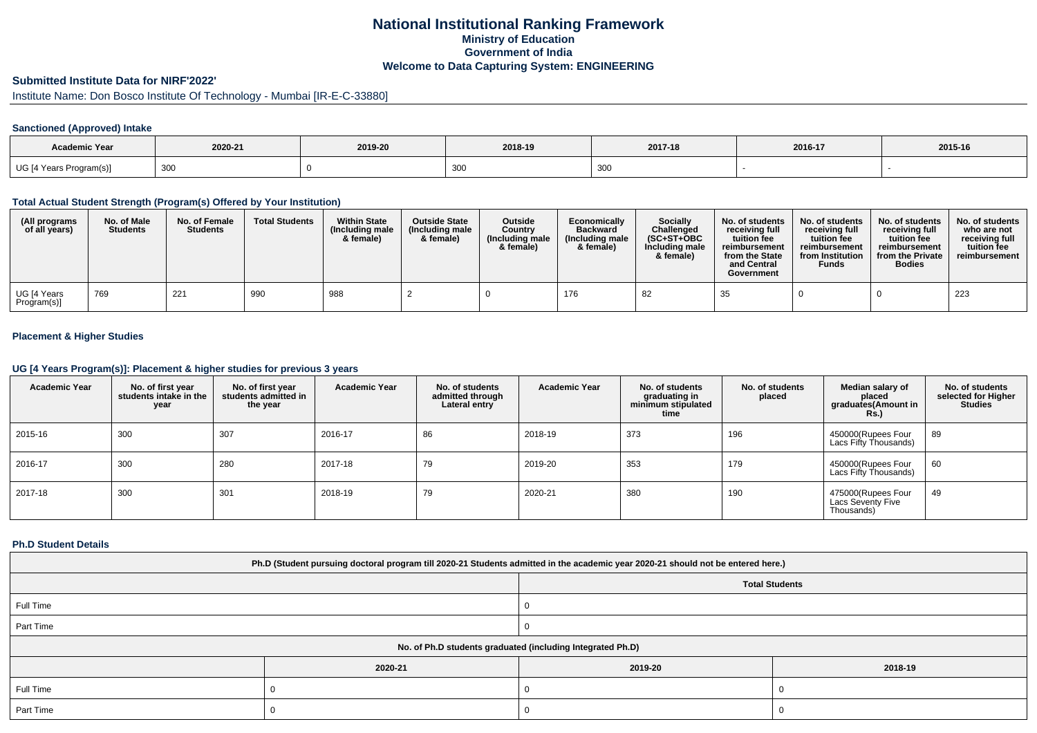# National Institutional Ranking Framework

## Ministry of Education

## Government of India

## Welcome to Data Capturing System: ENGINEERING

### Submitted Institute Data for NIRF'2022'

Institute Name: Don Bosco Institute Of Technology - Mumbai [IR-E-C-33880]

#### Sanctioned (Approved) Intake

| Academic Year | 2020-21 | 2019-20 | 2018-19 | 2017-18 | 2016-17 | 2015-16 |
|---|---|---|---|---|---|---|
| UG [4 Years Program(s)] | 300 | 0 | 300 | 300 | - | - |

#### Total Actual Student Strength (Program(s) Offered by Your Institution)

| (All programs of all years) | No. of Male Students | No. of Female Students | Total Students | Within State (Including male & female) | Outside State (Including male & female) | Outside Country (Including male & female) | Economically Backward (Including male & female) | Socially Challenged (SC+ST+OBC Including male & female) | No. of students receiving full tuition fee reimbursement from the State and Central Government | No. of students receiving full tuition fee reimbursement from Institution Funds | No. of students receiving full tuition fee reimbursement from the Private Bodies | No. of students who are not receiving full tuition fee reimbursement |
|---|---|---|---|---|---|---|---|---|---|---|---|---|
| UG [4 Years Program(s)] | 769 | 221 | 990 | 988 | 2 | 0 | 176 | 82 | 35 | 0 | 0 | 223 |

#### Placement & Higher Studies

#### UG [4 Years Program(s)]: Placement & higher studies for previous 3 years

| Academic Year | No. of first year students intake in the year | No. of first year students admitted in the year | Academic Year | No. of students admitted through Lateral entry | Academic Year | No. of students graduating in minimum stipulated time | No. of students placed | Median salary of placed graduates(Amount in Rs.) | No. of students selected for Higher Studies |
|---|---|---|---|---|---|---|---|---|---|
| 2015-16 | 300 | 307 | 2016-17 | 86 | 2018-19 | 373 | 196 | 450000(Rupees Four Lacs Fifty Thousands) | 89 |
| 2016-17 | 300 | 280 | 2017-18 | 79 | 2019-20 | 353 | 179 | 450000(Rupees Four Lacs Fifty Thousands) | 60 |
| 2017-18 | 300 | 301 | 2018-19 | 79 | 2020-21 | 380 | 190 | 475000(Rupees Four Lacs Seventy Five Thousands) | 49 |

#### Ph.D Student Details

| Ph.D (Student pursuing doctoral program till 2020-21 Students admitted in the academic year 2020-21 should not be entered here.) | | | |
|---|---|---|---|
| | Total Students | | |
| Full Time | 0 | | |
| Part Time | 0 | | |
| No. of Ph.D students graduated (including Integrated Ph.D) | | | |
| | 2020-21 | 2019-20 | 2018-19 |
| Full Time | 0 | 0 | 0 |
| Part Time | 0 | 0 | 0 |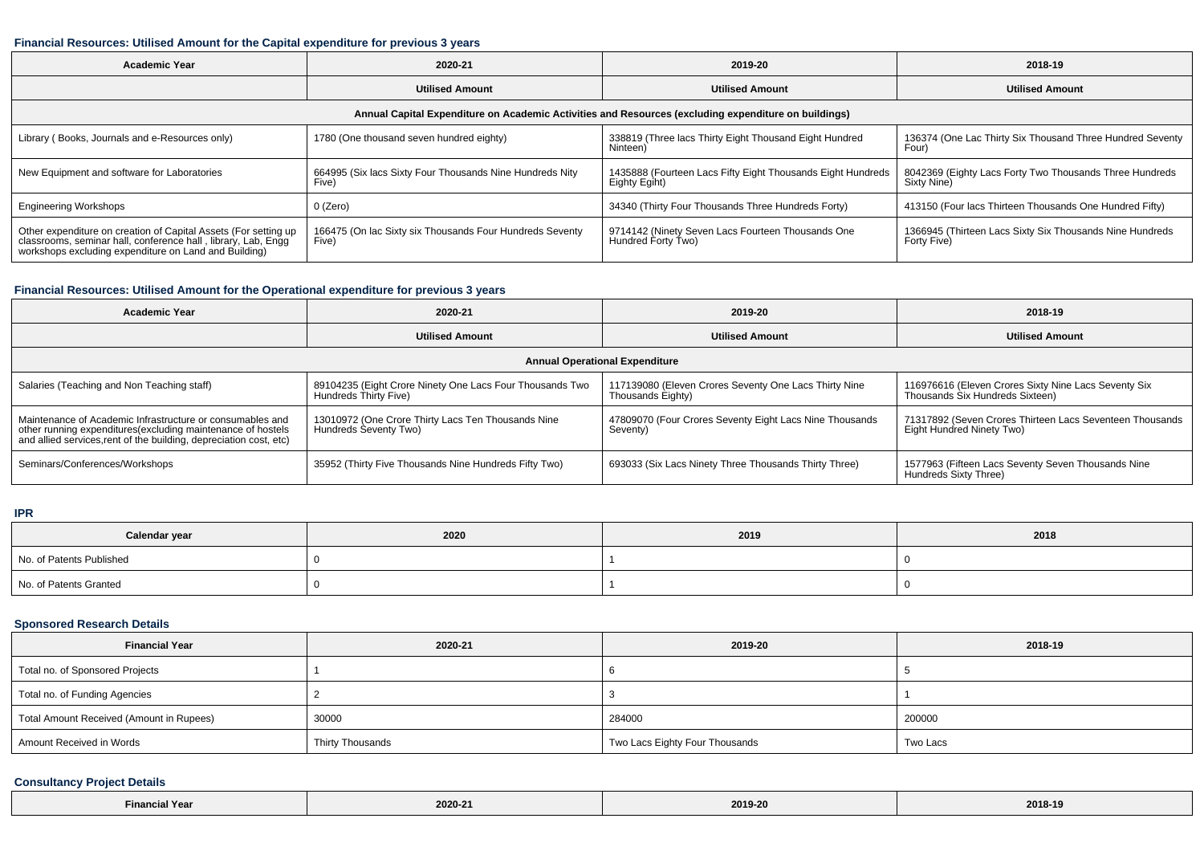#### Financial Resources: Utilised Amount for the Capital expenditure for previous 3 years

| Academic Year | 2020-21 | 2019-20 | 2018-19 |
|---|---|---|---|
| | Utilised Amount | Utilised Amount | Utilised Amount |
| Annual Capital Expenditure on Academic Activities and Resources (excluding expenditure on buildings) | | | |
| Library ( Books, Journals and e-Resources only) | 1780 (One thousand seven hundred eighty) | 338819 (Three lacs Thirty Eight Thousand Eight Hundred Ninteen) | 136374 (One Lac Thirty Six Thousand Three Hundred Seventy Four) |
| New Equipment and software for Laboratories | 664995 (Six lacs Sixty Four Thousands Nine Hundreds Nity Five) | 1435888 (Fourteen Lacs Fifty Eight Thousands Eight Hundreds Eighty Egiht) | 8042369 (Eighty Lacs Forty Two Thousands Three Hundreds Sixty Nine) |
| Engineering Workshops | 0 (Zero) | 34340 (Thirty Four Thousands Three Hundreds Forty) | 413150 (Four lacs Thirteen Thousands One Hundred Fifty) |
| Other expenditure on creation of Capital Assets (For setting up classrooms, seminar hall, conference hall , library, Lab, Engg workshops excluding expenditure on Land and Building) | 166475 (On lac Sixty six Thousands Four Hundreds Seventy Five) | 9714142 (Ninety Seven Lacs Fourteen Thousands One Hundred Forty Two) | 1366945 (Thirteen Lacs Sixty Six Thousands Nine Hundreds Forty Five) |

#### Financial Resources: Utilised Amount for the Operational expenditure for previous 3 years

| Academic Year | 2020-21 | 2019-20 | 2018-19 |
|---|---|---|---|
| | Utilised Amount | Utilised Amount | Utilised Amount |
| Annual Operational Expenditure | | | |
| Salaries (Teaching and Non Teaching staff) | 89104235 (Eight Crore Ninety One Lacs Four Thousands Two Hundreds Thirty Five) | 117139080 (Eleven Crores Seventy One Lacs Thirty Nine Thousands Eighty) | 116976616 (Eleven Crores Sixty Nine Lacs Seventy Six Thousands Six Hundreds Sixteen) |
| Maintenance of Academic Infrastructure or consumables and other running expenditures(excluding maintenance of hostels and allied services,rent of the building, depreciation cost, etc) | 13010972 (One Crore Thirty Lacs Ten Thousands Nine Hundreds Seventy Two) | 47809070 (Four Crores Seventy Eight Lacs Nine Thousands Seventy) | 71317892 (Seven Crores Thirteen Lacs Seventeen Thousands Eight Hundred Ninety Two) |
| Seminars/Conferences/Workshops | 35952 (Thirty Five Thousands Nine Hundreds Fifty Two) | 693033 (Six Lacs Ninety Three Thousands Thirty Three) | 1577963 (Fifteen Lacs Seventy Seven Thousands Nine Hundreds Sixty Three) |

#### IPR

| Calendar year | 2020 | 2019 | 2018 |
|---|---|---|---|
| No. of Patents Published | 0 | 1 | 0 |
| No. of Patents Granted | 0 | 1 | 0 |

#### Sponsored Research Details

| Financial Year | 2020-21 | 2019-20 | 2018-19 |
|---|---|---|---|
| Total no. of Sponsored Projects | 1 | 6 | 5 |
| Total no. of Funding Agencies | 2 | 3 | 1 |
| Total Amount Received (Amount in Rupees) | 30000 | 284000 | 200000 |
| Amount Received in Words | Thirty Thousands | Two Lacs Eighty Four Thousands | Two Lacs |

#### Consultancy Project Details

| Financial Year | 2020-21 | 2019-20 | 2018-19 |
|---|---|---|---|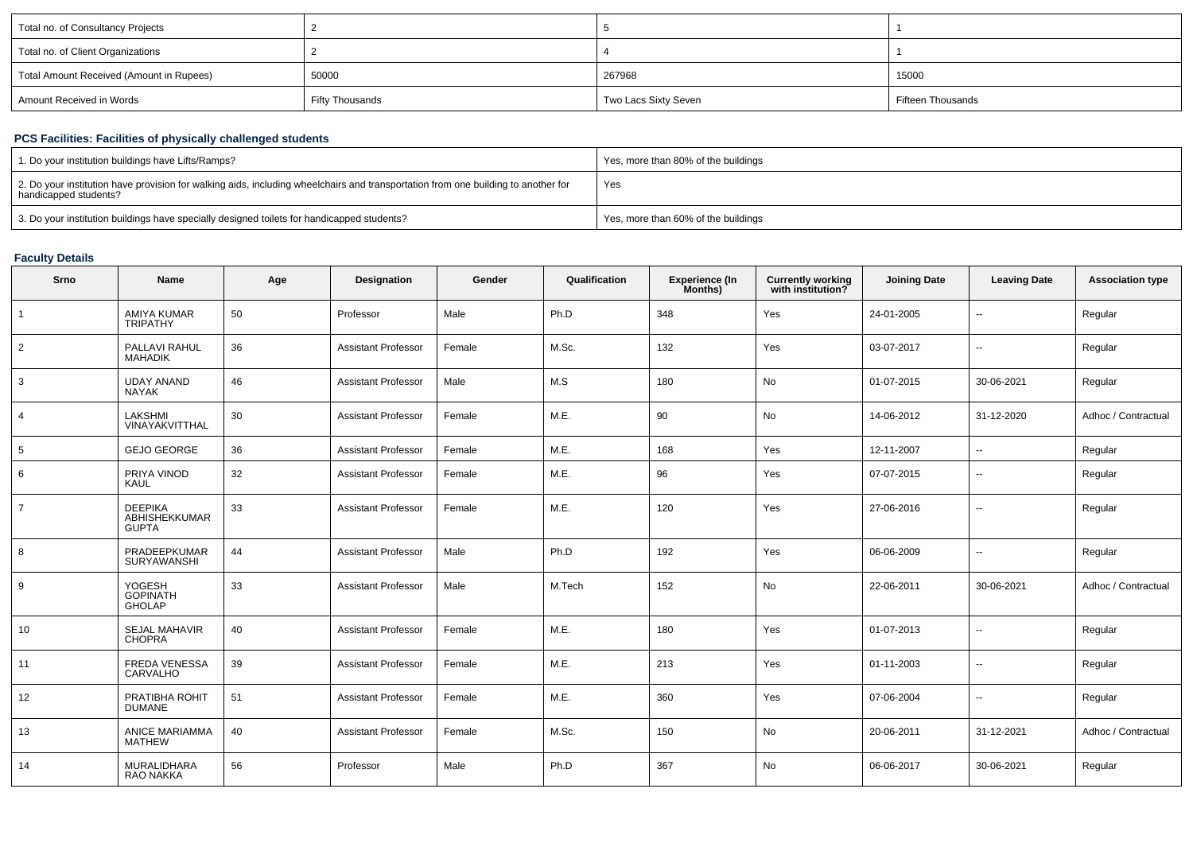| Total no. of Consultancy Projects | 2 | 5 | 1 |
|---|---|---|---|
| Total no. of Client Organizations | 2 | 4 | 1 |
| Total Amount Received (Amount in Rupees) | 50000 | 267968 | 15000 |
| Amount Received in Words | Fifty Thousands | Two Lacs Sixty Seven | Fifteen Thousands |

### PCS Facilities: Facilities of physically challenged students

| 1. Do your institution buildings have Lifts/Ramps? | Yes, more than 80% of the buildings |
|---|---|
| 2. Do your institution have provision for walking aids, including wheelchairs and transportation from one building to another for handicapped students? | Yes |
| 3. Do your institution buildings have specially designed toilets for handicapped students? | Yes, more than 60% of the buildings |

### Faculty Details

| Srno | Name | Age | Designation | Gender | Qualification | Experience (In Months) | Currently working with institution? | Joining Date | Leaving Date | Association type |
|---|---|---|---|---|---|---|---|---|---|---|
| 1 | AMIYA KUMAR TRIPATHY | 50 | Professor | Male | Ph.D | 348 | Yes | 24-01-2005 | -- | Regular |
| 2 | PALLAVI RAHUL MAHADIK | 36 | Assistant Professor | Female | M.Sc. | 132 | Yes | 03-07-2017 | -- | Regular |
| 3 | UDAY ANAND NAYAK | 46 | Assistant Professor | Male | M.S | 180 | No | 01-07-2015 | 30-06-2021 | Regular |
| 4 | LAKSHMI VINAYAKVITTHAL | 30 | Assistant Professor | Female | M.E. | 90 | No | 14-06-2012 | 31-12-2020 | Adhoc / Contractual |
| 5 | GEJO GEORGE | 36 | Assistant Professor | Female | M.E. | 168 | Yes | 12-11-2007 | -- | Regular |
| 6 | PRIYA VINOD KAUL | 32 | Assistant Professor | Female | M.E. | 96 | Yes | 07-07-2015 | -- | Regular |
| 7 | DEEPIKA ABHISHEKKUMAR GUPTA | 33 | Assistant Professor | Female | M.E. | 120 | Yes | 27-06-2016 | -- | Regular |
| 8 | PRADEEPKUMAR SURYAWANSHI | 44 | Assistant Professor | Male | Ph.D | 192 | Yes | 06-06-2009 | -- | Regular |
| 9 | YOGESH GOPINATH GHOLAP | 33 | Assistant Professor | Male | M.Tech | 152 | No | 22-06-2011 | 30-06-2021 | Adhoc / Contractual |
| 10 | SEJAL MAHAVIR CHOPRA | 40 | Assistant Professor | Female | M.E. | 180 | Yes | 01-07-2013 | -- | Regular |
| 11 | FREDA VENESSA CARVALHO | 39 | Assistant Professor | Female | M.E. | 213 | Yes | 01-11-2003 | -- | Regular |
| 12 | PRATIBHA ROHIT DUMANE | 51 | Assistant Professor | Female | M.E. | 360 | Yes | 07-06-2004 | -- | Regular |
| 13 | ANICE MARIAMMA MATHEW | 40 | Assistant Professor | Female | M.Sc. | 150 | No | 20-06-2011 | 31-12-2021 | Adhoc / Contractual |
| 14 | MURALIDHARA RAO NAKKA | 56 | Professor | Male | Ph.D | 367 | No | 06-06-2017 | 30-06-2021 | Regular |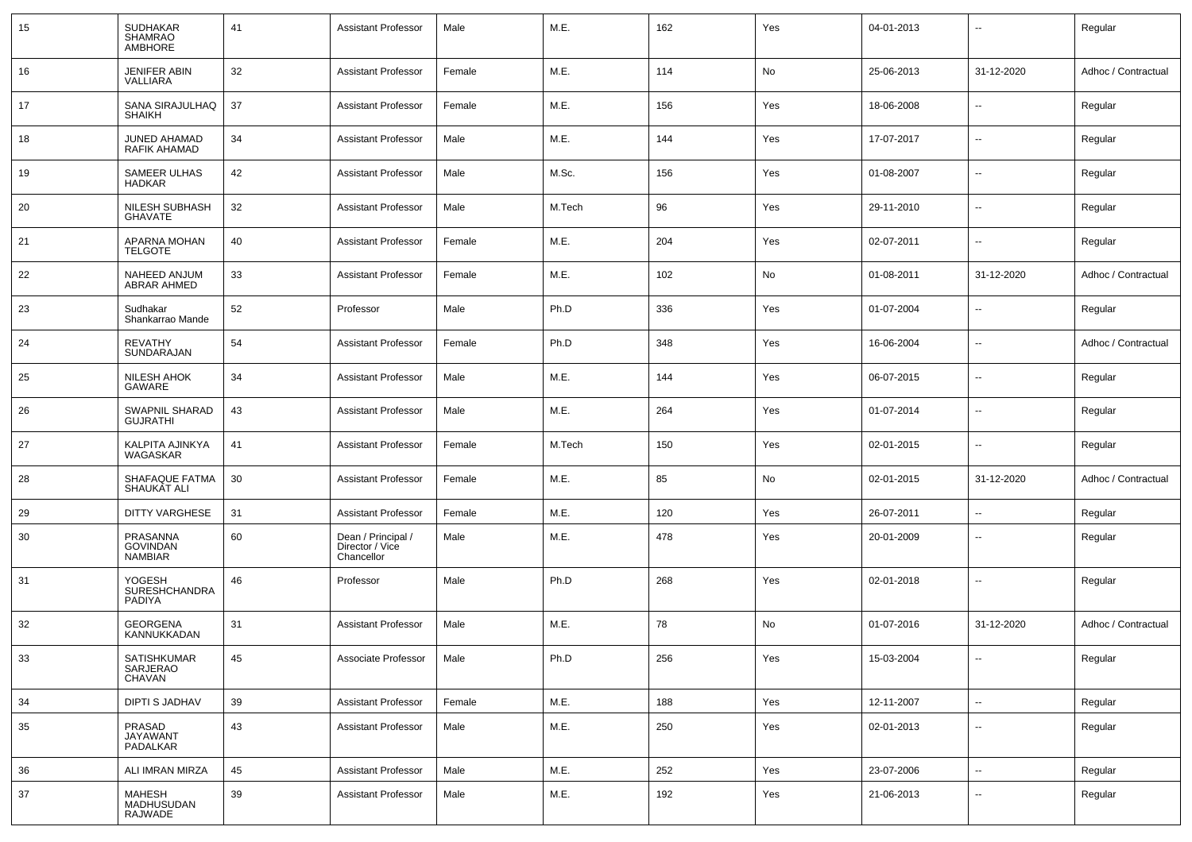| 15 | SUDHAKAR SHAMRAO AMBHORE | 41 | Assistant Professor | Male | M.E. | 162 | Yes | 04-01-2013 | -- | Regular |
|---|---|---|---|---|---|---|---|---|---|---|
| 16 | JENIFER ABIN VALLIARA | 32 | Assistant Professor | Female | M.E. | 114 | No | 25-06-2013 | 31-12-2020 | Adhoc / Contractual |
| 17 | SANA SIRAJULHAQ SHAIKH | 37 | Assistant Professor | Female | M.E. | 156 | Yes | 18-06-2008 | -- | Regular |
| 18 | JUNED AHAMAD RAFIK AHAMAD | 34 | Assistant Professor | Male | M.E. | 144 | Yes | 17-07-2017 | -- | Regular |
| 19 | SAMEER ULHAS HADKAR | 42 | Assistant Professor | Male | M.Sc. | 156 | Yes | 01-08-2007 | -- | Regular |
| 20 | NILESH SUBHASH GHAVATE | 32 | Assistant Professor | Male | M.Tech | 96 | Yes | 29-11-2010 | -- | Regular |
| 21 | APARNA MOHAN TELGOTE | 40 | Assistant Professor | Female | M.E. | 204 | Yes | 02-07-2011 | -- | Regular |
| 22 | NAHEED ANJUM ABRAR AHMED | 33 | Assistant Professor | Female | M.E. | 102 | No | 01-08-2011 | 31-12-2020 | Adhoc / Contractual |
| 23 | Sudhakar Shankarrao Mande | 52 | Professor | Male | Ph.D | 336 | Yes | 01-07-2004 | -- | Regular |
| 24 | REVATHY SUNDARAJAN | 54 | Assistant Professor | Female | Ph.D | 348 | Yes | 16-06-2004 | -- | Adhoc / Contractual |
| 25 | NILESH AHOK GAWARE | 34 | Assistant Professor | Male | M.E. | 144 | Yes | 06-07-2015 | -- | Regular |
| 26 | SWAPNIL SHARAD GUJRATHI | 43 | Assistant Professor | Male | M.E. | 264 | Yes | 01-07-2014 | -- | Regular |
| 27 | KALPITA AJINKYA WAGASKAR | 41 | Assistant Professor | Female | M.Tech | 150 | Yes | 02-01-2015 | -- | Regular |
| 28 | SHAFAQUE FATMA SHAUKAT ALI | 30 | Assistant Professor | Female | M.E. | 85 | No | 02-01-2015 | 31-12-2020 | Adhoc / Contractual |
| 29 | DITTY VARGHESE | 31 | Assistant Professor | Female | M.E. | 120 | Yes | 26-07-2011 | -- | Regular |
| 30 | PRASANNA GOVINDAN NAMBIAR | 60 | Dean / Principal / Director / Vice Chancellor | Male | M.E. | 478 | Yes | 20-01-2009 | -- | Regular |
| 31 | YOGESH SURESHCHANDRA PADIYA | 46 | Professor | Male | Ph.D | 268 | Yes | 02-01-2018 | -- | Regular |
| 32 | GEORGENA KANNUKKADAN | 31 | Assistant Professor | Male | M.E. | 78 | No | 01-07-2016 | 31-12-2020 | Adhoc / Contractual |
| 33 | SATISHKUMAR SARJERAO CHAVAN | 45 | Associate Professor | Male | Ph.D | 256 | Yes | 15-03-2004 | -- | Regular |
| 34 | DIPTI S JADHAV | 39 | Assistant Professor | Female | M.E. | 188 | Yes | 12-11-2007 | -- | Regular |
| 35 | PRASAD JAYAWANT PADALKAR | 43 | Assistant Professor | Male | M.E. | 250 | Yes | 02-01-2013 | -- | Regular |
| 36 | ALI IMRAN MIRZA | 45 | Assistant Professor | Male | M.E. | 252 | Yes | 23-07-2006 | -- | Regular |
| 37 | MAHESH MADHUSUDAN RAJWADE | 39 | Assistant Professor | Male | M.E. | 192 | Yes | 21-06-2013 | -- | Regular |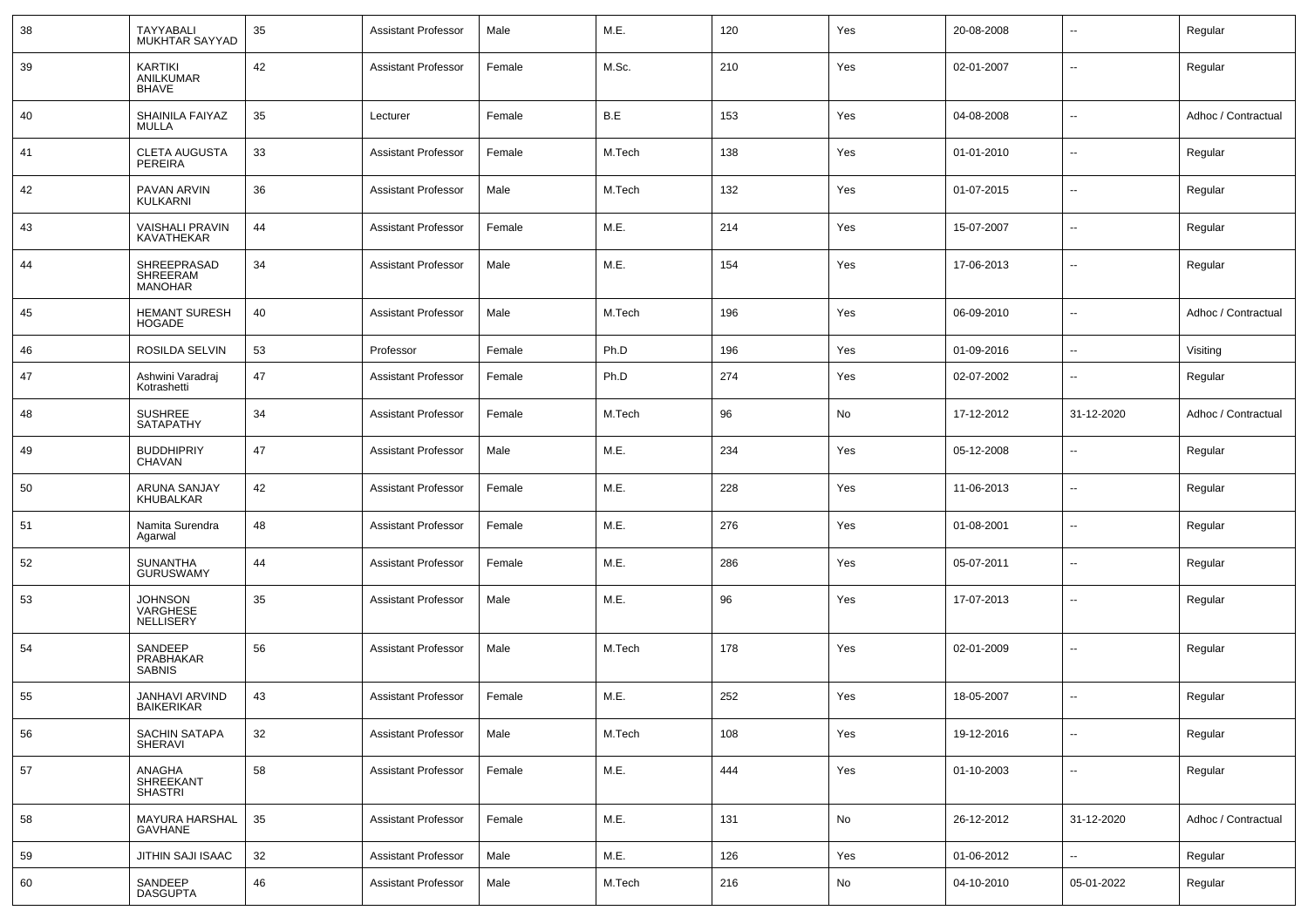| 38 | TAYYABALI MUKHTAR SAYYAD | 35 | Assistant Professor | Male | M.E. | 120 | Yes | 20-08-2008 | -- | Regular |
|---|---|---|---|---|---|---|---|---|---|---|
| 39 | KARTIKI ANILKUMAR BHAVE | 42 | Assistant Professor | Female | M.Sc. | 210 | Yes | 02-01-2007 | -- | Regular |
| 40 | SHAINILA FAIYAZ MULLA | 35 | Lecturer | Female | B.E | 153 | Yes | 04-08-2008 | -- | Adhoc / Contractual |
| 41 | CLETA AUGUSTA PEREIRA | 33 | Assistant Professor | Female | M.Tech | 138 | Yes | 01-01-2010 | -- | Regular |
| 42 | PAVAN ARVIN KULKARNI | 36 | Assistant Professor | Male | M.Tech | 132 | Yes | 01-07-2015 | -- | Regular |
| 43 | VAISHALI PRAVIN KAVATHEKAR | 44 | Assistant Professor | Female | M.E. | 214 | Yes | 15-07-2007 | -- | Regular |
| 44 | SHREEPRASAD SHREERAM MANOHAR | 34 | Assistant Professor | Male | M.E. | 154 | Yes | 17-06-2013 | -- | Regular |
| 45 | HEMANT SURESH HOGADE | 40 | Assistant Professor | Male | M.Tech | 196 | Yes | 06-09-2010 | -- | Adhoc / Contractual |
| 46 | ROSILDA SELVIN | 53 | Professor | Female | Ph.D | 196 | Yes | 01-09-2016 | -- | Visiting |
| 47 | Ashwini Varadraj Kotrashetti | 47 | Assistant Professor | Female | Ph.D | 274 | Yes | 02-07-2002 | -- | Regular |
| 48 | SUSHREE SATAPATHY | 34 | Assistant Professor | Female | M.Tech | 96 | No | 17-12-2012 | 31-12-2020 | Adhoc / Contractual |
| 49 | BUDDHIPRIY CHAVAN | 47 | Assistant Professor | Male | M.E. | 234 | Yes | 05-12-2008 | -- | Regular |
| 50 | ARUNA SANJAY KHUBALKAR | 42 | Assistant Professor | Female | M.E. | 228 | Yes | 11-06-2013 | -- | Regular |
| 51 | Namita Surendra Agarwal | 48 | Assistant Professor | Female | M.E. | 276 | Yes | 01-08-2001 | -- | Regular |
| 52 | SUNANTHA GURUSWAMY | 44 | Assistant Professor | Female | M.E. | 286 | Yes | 05-07-2011 | -- | Regular |
| 53 | JOHNSON VARGHESE NELLISERY | 35 | Assistant Professor | Male | M.E. | 96 | Yes | 17-07-2013 | -- | Regular |
| 54 | SANDEEP PRABHAKAR SABNIS | 56 | Assistant Professor | Male | M.Tech | 178 | Yes | 02-01-2009 | -- | Regular |
| 55 | JANHAVI ARVIND BAIKERIKAR | 43 | Assistant Professor | Female | M.E. | 252 | Yes | 18-05-2007 | -- | Regular |
| 56 | SACHIN SATAPA SHERAVI | 32 | Assistant Professor | Male | M.Tech | 108 | Yes | 19-12-2016 | -- | Regular |
| 57 | ANAGHA SHREEKANT SHASTRI | 58 | Assistant Professor | Female | M.E. | 444 | Yes | 01-10-2003 | -- | Regular |
| 58 | MAYURA HARSHAL GAVHANE | 35 | Assistant Professor | Female | M.E. | 131 | No | 26-12-2012 | 31-12-2020 | Adhoc / Contractual |
| 59 | JITHIN SAJI ISAAC | 32 | Assistant Professor | Male | M.E. | 126 | Yes | 01-06-2012 | -- | Regular |
| 60 | SANDEEP DASGUPTA | 46 | Assistant Professor | Male | M.Tech | 216 | No | 04-10-2010 | 05-01-2022 | Regular |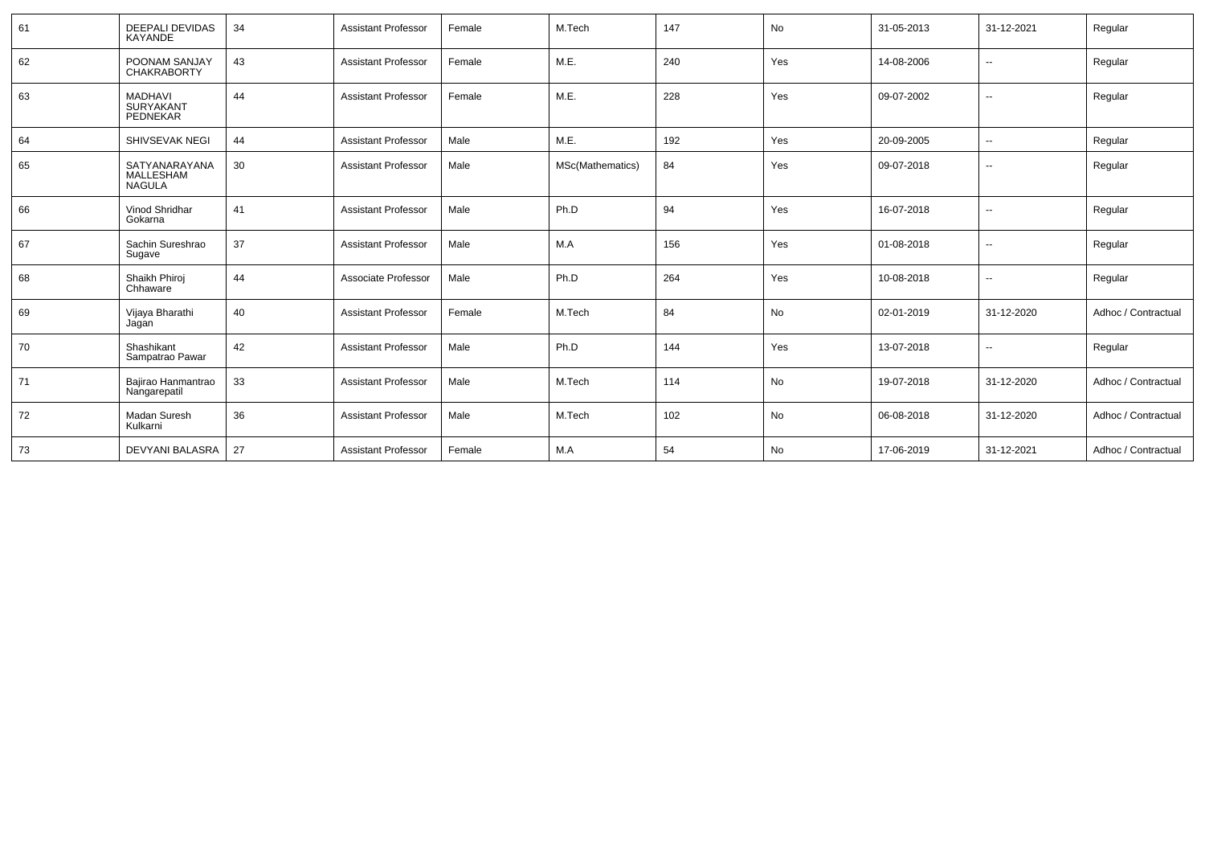| | | | | | | | | | | |
|---|---|---|---|---|---|---|---|---|---|---|
| 61 | DEEPALI DEVIDAS KAYANDE | 34 | Assistant Professor | Female | M.Tech | 147 | No | 31-05-2013 | 31-12-2021 | Regular |
| 62 | POONAM SANJAY CHAKRABORTY | 43 | Assistant Professor | Female | M.E. | 240 | Yes | 14-08-2006 | -- | Regular |
| 63 | MADHAVI SURYAKANT PEDNEKAR | 44 | Assistant Professor | Female | M.E. | 228 | Yes | 09-07-2002 | -- | Regular |
| 64 | SHIVSEVAK NEGI | 44 | Assistant Professor | Male | M.E. | 192 | Yes | 20-09-2005 | -- | Regular |
| 65 | SATYANARAYANA MALLESHAM NAGULA | 30 | Assistant Professor | Male | MSc(Mathematics) | 84 | Yes | 09-07-2018 | -- | Regular |
| 66 | Vinod Shridhar Gokarna | 41 | Assistant Professor | Male | Ph.D | 94 | Yes | 16-07-2018 | -- | Regular |
| 67 | Sachin Sureshrao Sugave | 37 | Assistant Professor | Male | M.A | 156 | Yes | 01-08-2018 | -- | Regular |
| 68 | Shaikh Phiroj Chhaware | 44 | Associate Professor | Male | Ph.D | 264 | Yes | 10-08-2018 | -- | Regular |
| 69 | Vijaya Bharathi Jagan | 40 | Assistant Professor | Female | M.Tech | 84 | No | 02-01-2019 | 31-12-2020 | Adhoc / Contractual |
| 70 | Shashikant Sampatrao Pawar | 42 | Assistant Professor | Male | Ph.D | 144 | Yes | 13-07-2018 | -- | Regular |
| 71 | Bajirao Hanmantrao Nangarepatil | 33 | Assistant Professor | Male | M.Tech | 114 | No | 19-07-2018 | 31-12-2020 | Adhoc / Contractual |
| 72 | Madan Suresh Kulkarni | 36 | Assistant Professor | Male | M.Tech | 102 | No | 06-08-2018 | 31-12-2020 | Adhoc / Contractual |
| 73 | DEVYANI BALASRA | 27 | Assistant Professor | Female | M.A | 54 | No | 17-06-2019 | 31-12-2021 | Adhoc / Contractual |